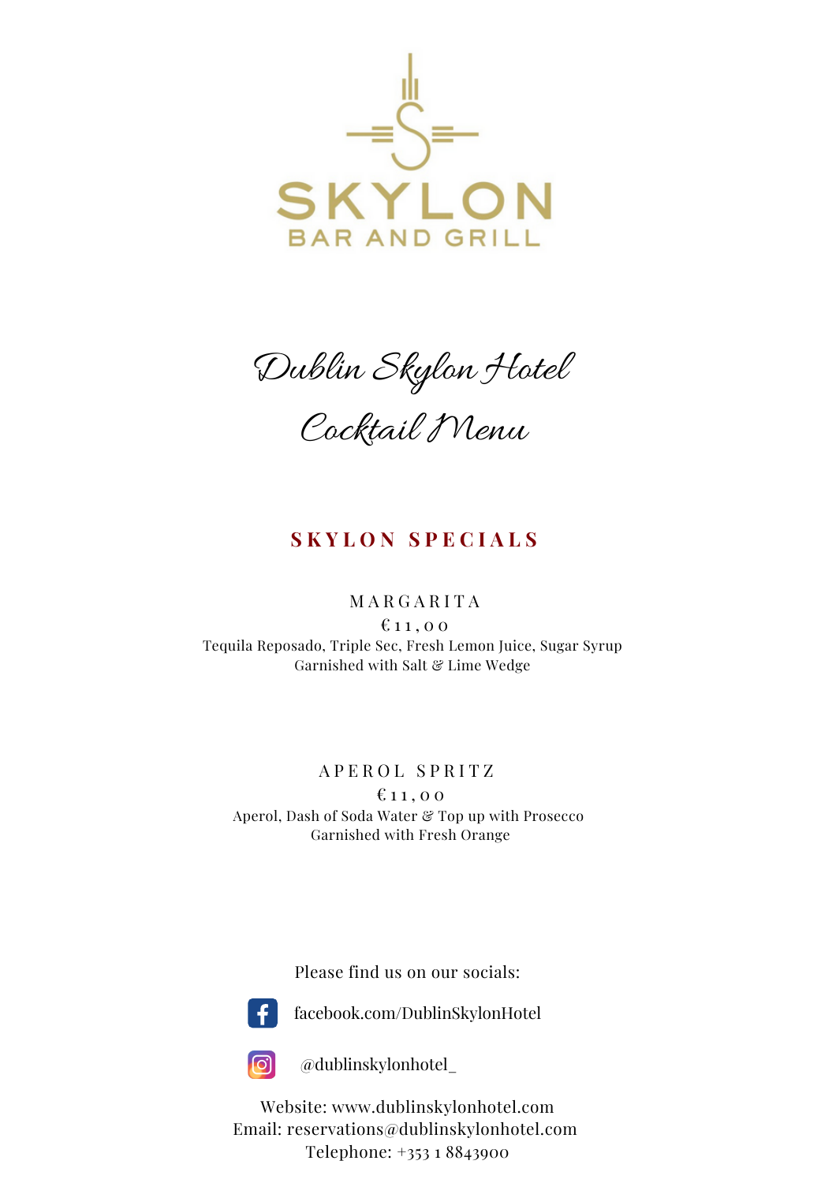# SKYLON

BAR AND GRILL

## Dublin Skylon Hotel

## Cocktail Menu

### SKYLON SPECIALS

**MARGARITA**

€11,00

Tequila Reposado, Triple Sec, Fresh Lemon Juice, Sugar Syrup
Garnished with Salt & Lime Wedge

**APEROL SPRITZ**

€11,00

Aperol, Dash of Soda Water & Top up with Prosecco
Garnished with Fresh Orange

Please find us on our socials:

facebook.com/DublinSkylonHotel

@dublinskylonhotel_

Website: www.dublinskylonhotel.com
Email: reservations@dublinskylonhotel.com
Telephone: +353 1 8843900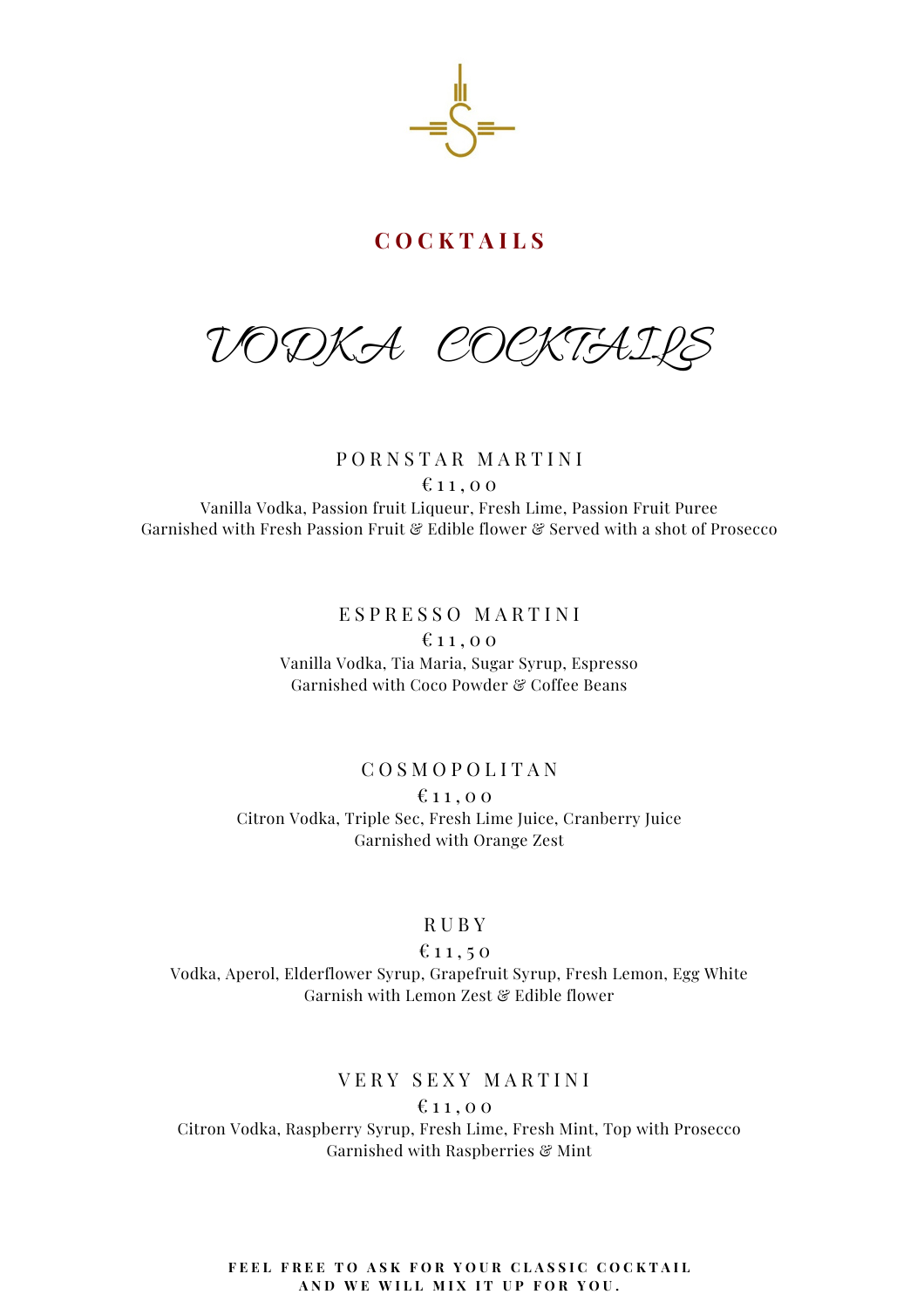# COCKTAILS

## VODKA COCKTAILS

### PORNSTAR MARTINI

€11,00

Vanilla Vodka, Passion fruit Liqueur, Fresh Lime, Passion Fruit Puree
Garnished with Fresh Passion Fruit & Edible flower & Served with a shot of Prosecco

### ESPRESSO MARTINI

€11,00

Vanilla Vodka, Tia Maria, Sugar Syrup, Espresso
Garnished with Coco Powder & Coffee Beans

### COSMOPOLITAN

€11,00

Citron Vodka, Triple Sec, Fresh Lime Juice, Cranberry Juice
Garnished with Orange Zest

### RUBY

€11,50

Vodka, Aperol, Elderflower Syrup, Grapefruit Syrup, Fresh Lemon, Egg White
Garnish with Lemon Zest & Edible flower

### VERY SEXY MARTINI

€11,00

Citron Vodka, Raspberry Syrup, Fresh Lime, Fresh Mint, Top with Prosecco
Garnished with Raspberries & Mint

**FEEL FREE TO ASK FOR YOUR CLASSIC COCKTAIL AND WE WILL MIX IT UP FOR YOU.**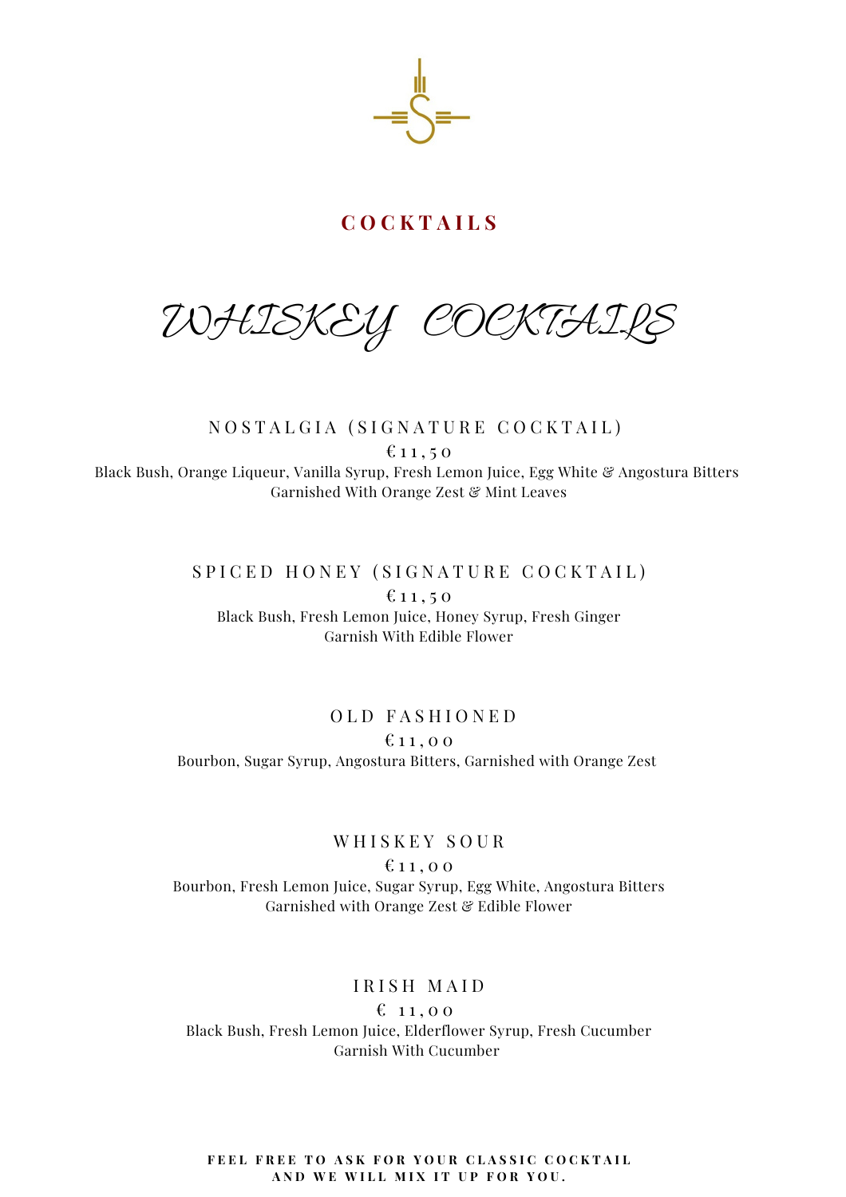## COCKTAILS

# *WHISKEY COCKTAILS*

### NOSTALGIA (SIGNATURE COCKTAIL)

€11,50

Black Bush, Orange Liqueur, Vanilla Syrup, Fresh Lemon Juice, Egg White & Angostura Bitters
Garnished With Orange Zest & Mint Leaves

### SPICED HONEY (SIGNATURE COCKTAIL)

€11,50

Black Bush, Fresh Lemon Juice, Honey Syrup, Fresh Ginger
Garnish With Edible Flower

### OLD FASHIONED

€11,00

Bourbon, Sugar Syrup, Angostura Bitters, Garnished with Orange Zest

### WHISKEY SOUR

€11,00

Bourbon, Fresh Lemon Juice, Sugar Syrup, Egg White, Angostura Bitters
Garnished with Orange Zest & Edible Flower

### IRISH MAID

€ 11,00

Black Bush, Fresh Lemon Juice, Elderflower Syrup, Fresh Cucumber
Garnish With Cucumber

**FEEL FREE TO ASK FOR YOUR CLASSIC COCKTAIL AND WE WILL MIX IT UP FOR YOU.**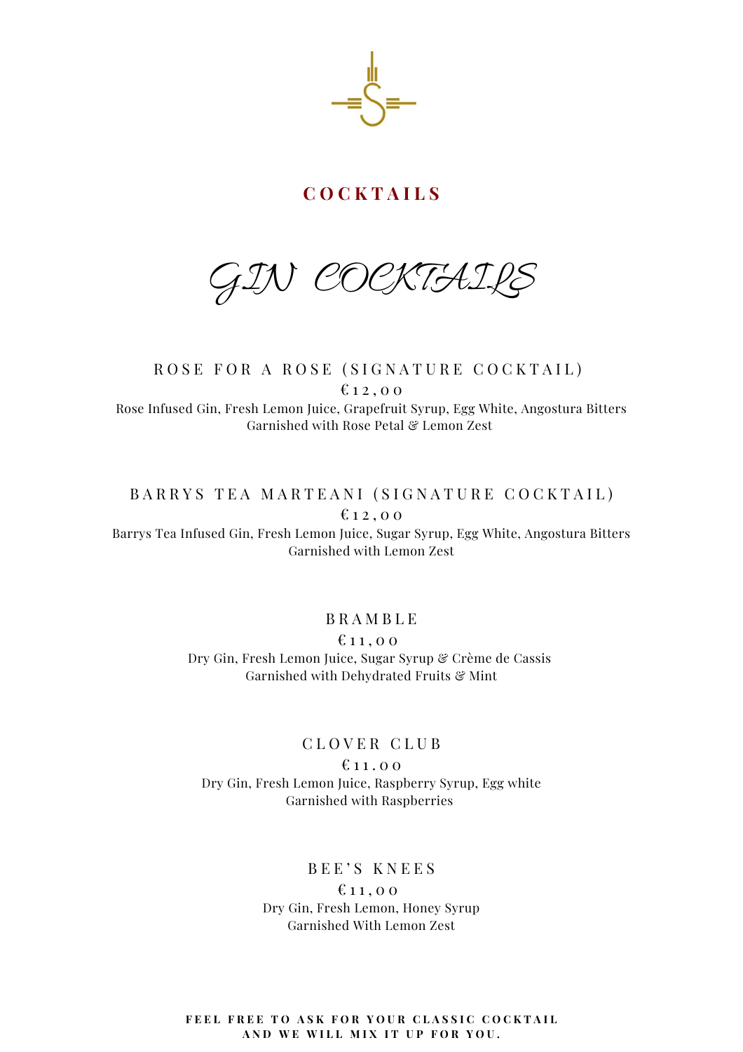# COCKTAILS

## GIN COCKTAILS

### ROSE FOR A ROSE (SIGNATURE COCKTAIL)

€12,00

Rose Infused Gin, Fresh Lemon Juice, Grapefruit Syrup, Egg White, Angostura Bitters
Garnished with Rose Petal & Lemon Zest

### BARRYS TEA MARTEANI (SIGNATURE COCKTAIL)

€12,00

Barrys Tea Infused Gin, Fresh Lemon Juice, Sugar Syrup, Egg White, Angostura Bitters
Garnished with Lemon Zest

### BRAMBLE

€11,00

Dry Gin, Fresh Lemon Juice, Sugar Syrup & Crème de Cassis
Garnished with Dehydrated Fruits & Mint

### CLOVER CLUB

€11.00

Dry Gin, Fresh Lemon Juice, Raspberry Syrup, Egg white
Garnished with Raspberries

### BEE'S KNEES

€11,00

Dry Gin, Fresh Lemon, Honey Syrup
Garnished With Lemon Zest

**FEEL FREE TO ASK FOR YOUR CLASSIC COCKTAIL AND WE WILL MIX IT UP FOR YOU.**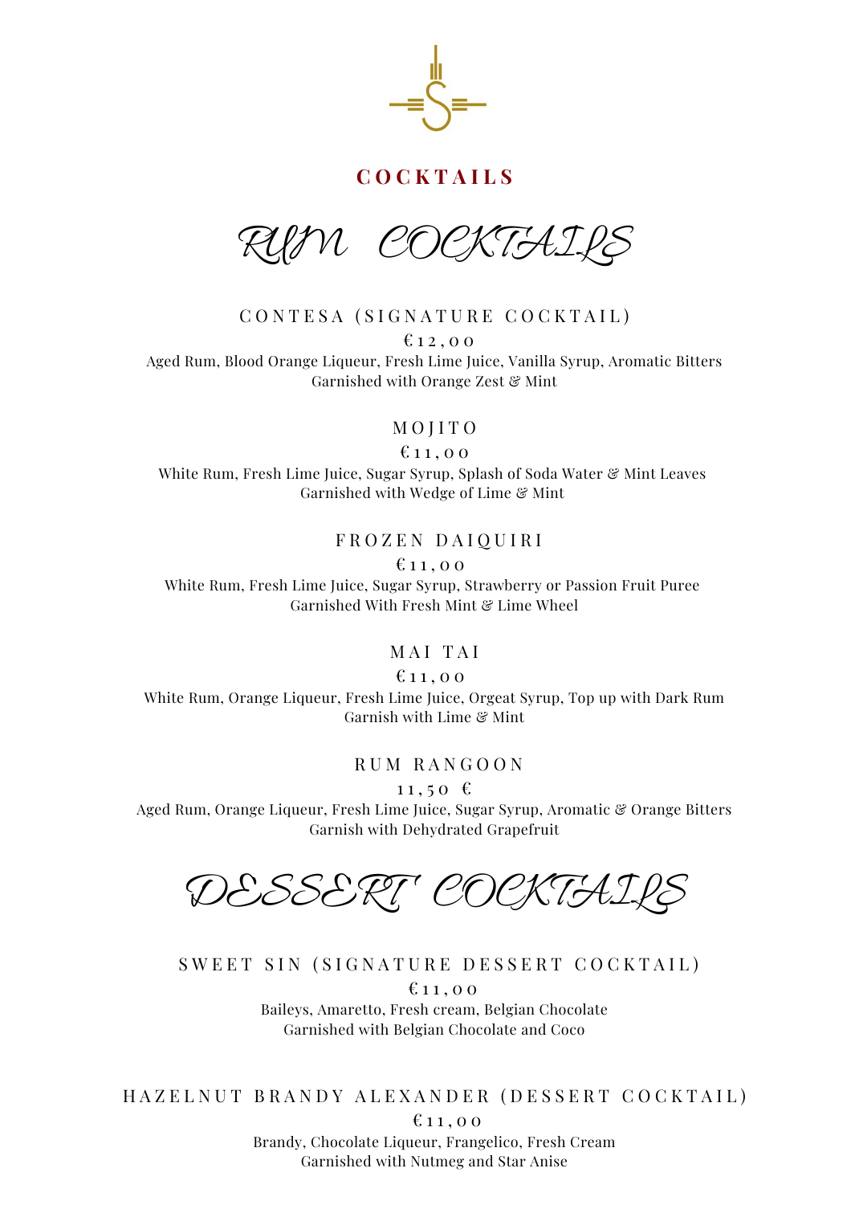## COCKTAILS

# RUM COCKTAILS

### CONTESA (SIGNATURE COCKTAIL)

€12,00

Aged Rum, Blood Orange Liqueur, Fresh Lime Juice, Vanilla Syrup, Aromatic Bitters
Garnished with Orange Zest & Mint

### MOJITO

€11,00

White Rum, Fresh Lime Juice, Sugar Syrup, Splash of Soda Water & Mint Leaves
Garnished with Wedge of Lime & Mint

### FROZEN DAIQUIRI

€11,00

White Rum, Fresh Lime Juice, Sugar Syrup, Strawberry or Passion Fruit Puree
Garnished With Fresh Mint & Lime Wheel

### MAI TAI

€11,00

White Rum, Orange Liqueur, Fresh Lime Juice, Orgeat Syrup, Top up with Dark Rum
Garnish with Lime & Mint

### RUM RANGOON

11,50 €

Aged Rum, Orange Liqueur, Fresh Lime Juice, Sugar Syrup, Aromatic & Orange Bitters
Garnish with Dehydrated Grapefruit

# DESSERT COCKTAILS

### SWEET SIN (SIGNATURE DESSERT COCKTAIL)

€11,00

Baileys, Amaretto, Fresh cream, Belgian Chocolate
Garnished with Belgian Chocolate and Coco

### HAZELNUT BRANDY ALEXANDER (DESSERT COCKTAIL)

€11,00

Brandy, Chocolate Liqueur, Frangelico, Fresh Cream
Garnished with Nutmeg and Star Anise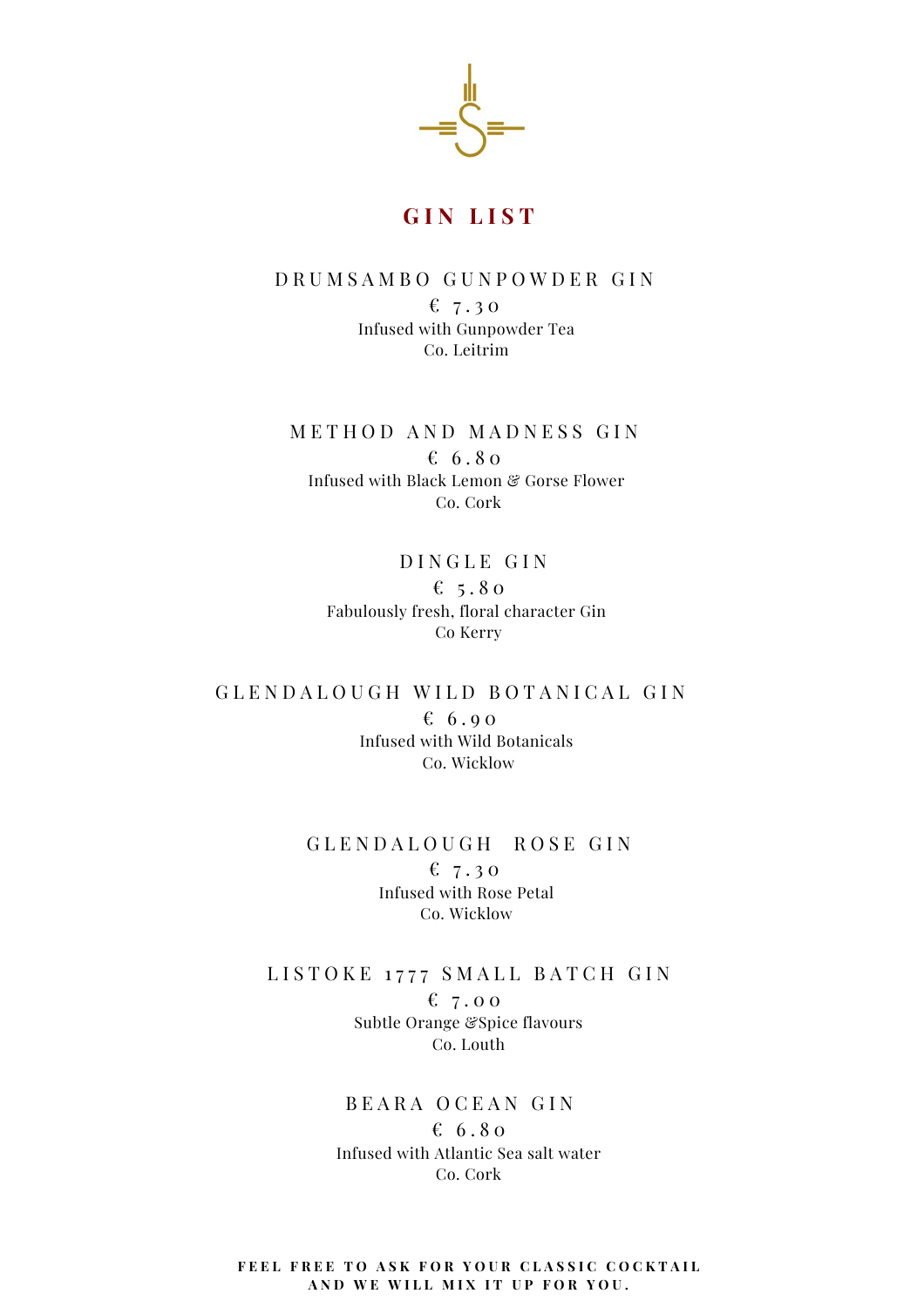# GIN LIST

### DRUMSAMBO GUNPOWDER GIN

€ 7.30

Infused with Gunpowder Tea

Co. Leitrim

### METHOD AND MADNESS GIN

€ 6.80

Infused with Black Lemon & Gorse Flower

Co. Cork

### DINGLE GIN

€ 5.80

Fabulously fresh, floral character Gin

Co Kerry

### GLENDALOUGH WILD BOTANICAL GIN

€ 6.90

Infused with Wild Botanicals

Co. Wicklow

### GLENDALOUGH ROSE GIN

€ 7.30

Infused with Rose Petal

Co. Wicklow

### LISTOKE 1777 SMALL BATCH GIN

€ 7.00

Subtle Orange &Spice flavours

Co. Louth

### BEARA OCEAN GIN

€ 6.80

Infused with Atlantic Sea salt water

Co. Cork

**FEEL FREE TO ASK FOR YOUR CLASSIC COCKTAIL AND WE WILL MIX IT UP FOR YOU.**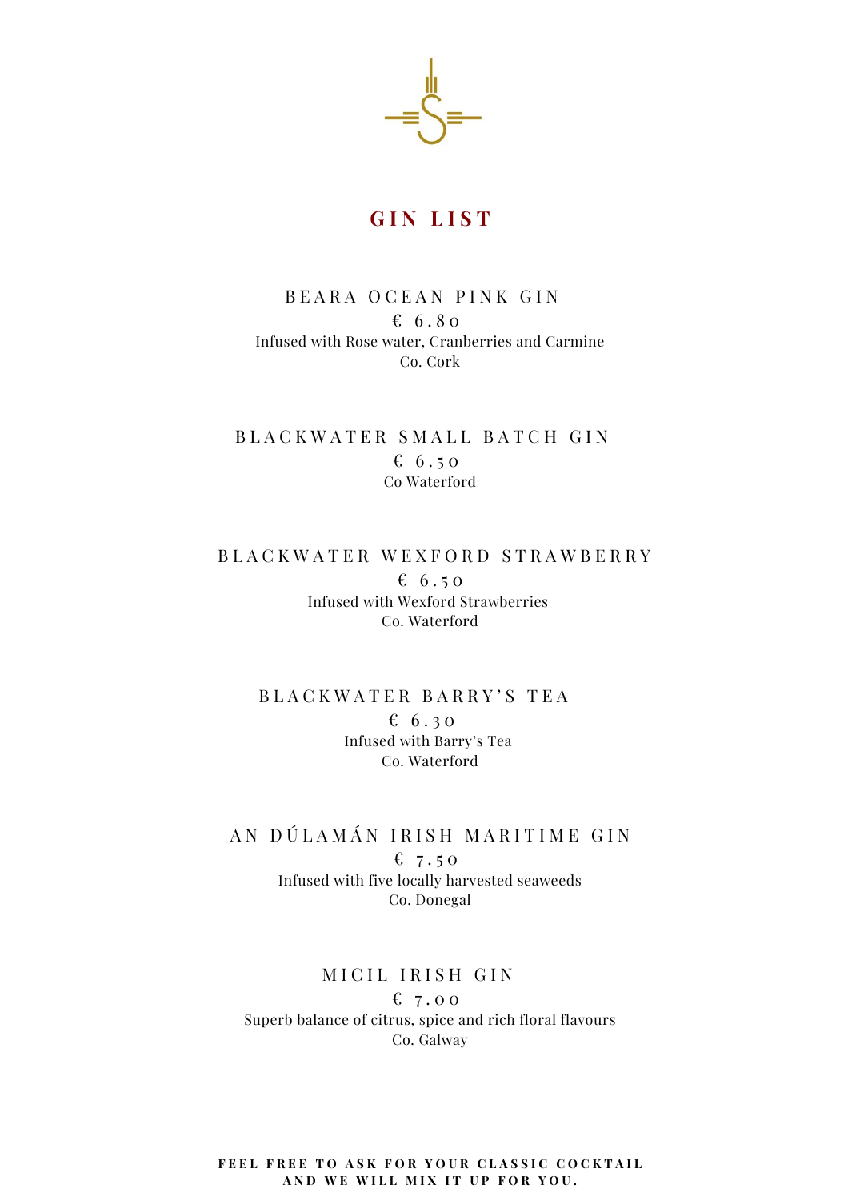# GIN LIST

### BEARA OCEAN PINK GIN

€ 6.80

Infused with Rose water, Cranberries and Carmine

Co. Cork

### BLACKWATER SMALL BATCH GIN

€ 6.50

Co Waterford

### BLACKWATER WEXFORD STRAWBERRY

€ 6.50

Infused with Wexford Strawberries

Co. Waterford

### BLACKWATER BARRY'S TEA

€ 6.30

Infused with Barry's Tea

Co. Waterford

### AN DÚLAMÁN IRISH MARITIME GIN

€ 7.50

Infused with five locally harvested seaweeds

Co. Donegal

### MICIL IRISH GIN

€ 7.00

Superb balance of citrus, spice and rich floral flavours

Co. Galway

**FEEL FREE TO ASK FOR YOUR CLASSIC COCKTAIL AND WE WILL MIX IT UP FOR YOU.**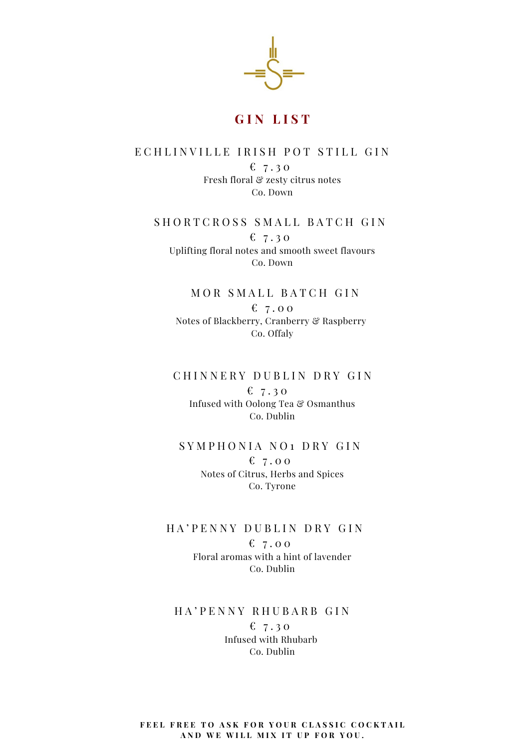# GIN LIST

### ECHLINVILLE IRISH POT STILL GIN

€ 7.30

Fresh floral & zesty citrus notes

Co. Down

### SHORTCROSS SMALL BATCH GIN

€ 7.30

Uplifting floral notes and smooth sweet flavours

Co. Down

### MOR SMALL BATCH GIN

€ 7.00

Notes of Blackberry, Cranberry & Raspberry

Co. Offaly

### CHINNERY DUBLIN DRY GIN

€ 7.30

Infused with Oolong Tea & Osmanthus

Co. Dublin

### SYMPHONIA NO1 DRY GIN

€ 7.00

Notes of Citrus, Herbs and Spices

Co. Tyrone

### HA'PENNY DUBLIN DRY GIN

€ 7.00

Floral aromas with a hint of lavender

Co. Dublin

### HA'PENNY RHUBARB GIN

€ 7.30

Infused with Rhubarb

Co. Dublin

**FEEL FREE TO ASK FOR YOUR CLASSIC COCKTAIL AND WE WILL MIX IT UP FOR YOU.**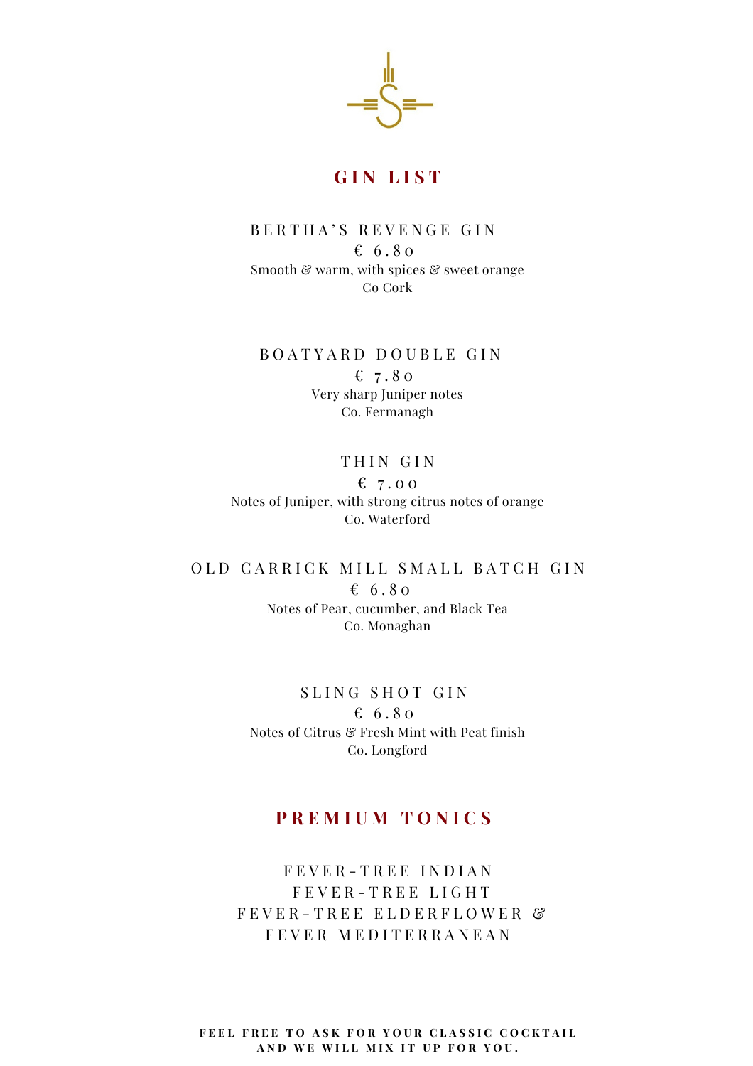## GIN LIST

### BERTHA'S REVENGE GIN

€ 6.80

Smooth & warm, with spices & sweet orange

Co Cork

### BOATYARD DOUBLE GIN

€ 7.80

Very sharp Juniper notes

Co. Fermanagh

### THIN GIN

€ 7.00

Notes of Juniper, with strong citrus notes of orange

Co. Waterford

### OLD CARRICK MILL SMALL BATCH GIN

€ 6.80

Notes of Pear, cucumber, and Black Tea

Co. Monaghan

### SLING SHOT GIN

€ 6.80

Notes of Citrus & Fresh Mint with Peat finish

Co. Longford

## PREMIUM TONICS

FEVER-TREE INDIAN

FEVER-TREE LIGHT

FEVER-TREE ELDERFLOWER &

FEVER MEDITERRANEAN

**FEEL FREE TO ASK FOR YOUR CLASSIC COCKTAIL AND WE WILL MIX IT UP FOR YOU.**